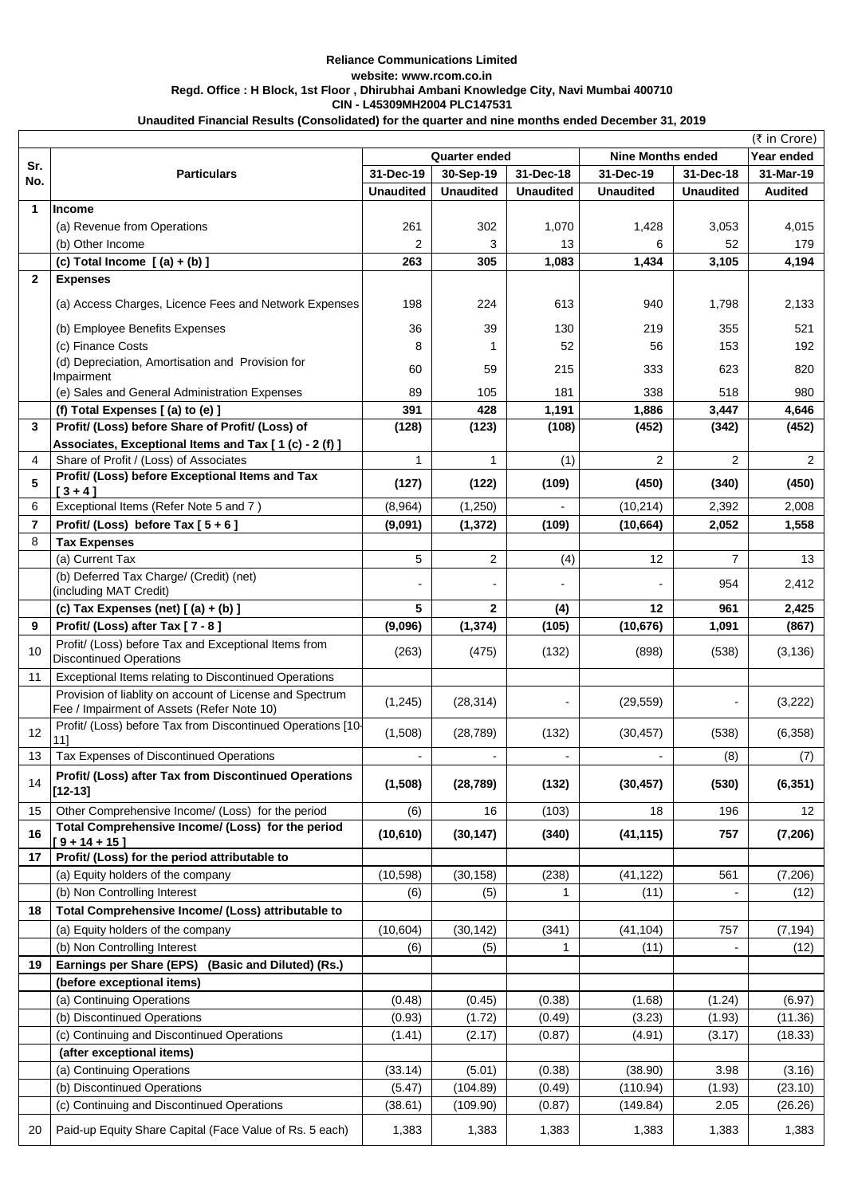**Reliance Communications Limited**

**website: www.rcom.co.in**

**Regd. Office : H Block, 1st Floor , Dhirubhai Ambani Knowledge City, Navi Mumbai 400710**

**CIN - L45309MH2004 PLC147531**

**Unaudited Financial Results (Consolidated) for the quarter and nine months ended December 31, 2019**

(₹ in Crore)

| Sr. No. | Particulars | Quarter ended | | | Nine Months ended | | Year ended |
|---|---|---|---|---|---|---|---|
| | | 31-Dec-19 | 30-Sep-19 | 31-Dec-18 | 31-Dec-19 | 31-Dec-18 | 31-Mar-19 |
| | | Unaudited | Unaudited | Unaudited | Unaudited | Unaudited | Audited |
| **1** | **Income** | | | | | | |
| | (a) Revenue from Operations | 261 | 302 | 1,070 | 1,428 | 3,053 | 4,015 |
| | (b) Other Income | 2 | 3 | 13 | 6 | 52 | 179 |
| | **(c) Total Income [ (a) + (b) ]** | **263** | **305** | **1,083** | **1,434** | **3,105** | **4,194** |
| **2** | **Expenses** | | | | | | |
| | (a) Access Charges, Licence Fees and Network Expenses | 198 | 224 | 613 | 940 | 1,798 | 2,133 |
| | (b) Employee Benefits Expenses | 36 | 39 | 130 | 219 | 355 | 521 |
| | (c) Finance Costs | 8 | 1 | 52 | 56 | 153 | 192 |
| | (d) Depreciation, Amortisation and Provision for Impairment | 60 | 59 | 215 | 333 | 623 | 820 |
| | (e) Sales and General Administration Expenses | 89 | 105 | 181 | 338 | 518 | 980 |
| | **(f) Total Expenses [ (a) to (e) ]** | **391** | **428** | **1,191** | **1,886** | **3,447** | **4,646** |
| **3** | **Profit/ (Loss) before Share of Profit/ (Loss) of Associates, Exceptional Items and Tax [ 1 (c) - 2 (f) ]** | **(128)** | **(123)** | **(108)** | **(452)** | **(342)** | **(452)** |
| 4 | Share of Profit / (Loss) of Associates | 1 | 1 | (1) | 2 | 2 | 2 |
| **5** | **Profit/ (Loss) before Exceptional Items and Tax [ 3 + 4 ]** | **(127)** | **(122)** | **(109)** | **(450)** | **(340)** | **(450)** |
| 6 | Exceptional Items (Refer Note 5 and 7 ) | (8,964) | (1,250) | - | (10,214) | 2,392 | 2,008 |
| **7** | **Profit/ (Loss) before Tax [ 5 + 6 ]** | **(9,091)** | **(1,372)** | **(109)** | **(10,664)** | **2,052** | **1,558** |
| 8 | **Tax Expenses** | | | | | | |
| | (a) Current Tax | 5 | 2 | (4) | 12 | 7 | 13 |
| | (b) Deferred Tax Charge/ (Credit) (net) (including MAT Credit) | - | - | - | - | 954 | 2,412 |
| | **(c) Tax Expenses (net) [ (a) + (b) ]** | **5** | **2** | **(4)** | **12** | **961** | **2,425** |
| **9** | **Profit/ (Loss) after Tax [ 7 - 8 ]** | **(9,096)** | **(1,374)** | **(105)** | **(10,676)** | **1,091** | **(867)** |
| 10 | Profit/ (Loss) before Tax and Exceptional Items from Discontinued Operations | (263) | (475) | (132) | (898) | (538) | (3,136) |
| 11 | Exceptional Items relating to Discontinued Operations | | | | | | |
| | Provision of liablity on account of License and Spectrum Fee / Impairment of Assets (Refer Note 10) | (1,245) | (28,314) | - | (29,559) | - | (3,222) |
| 12 | Profit/ (Loss) before Tax from Discontinued Operations [10-11] | (1,508) | (28,789) | (132) | (30,457) | (538) | (6,358) |
| 13 | Tax Expenses of Discontinued Operations | - | - | - | - | (8) | (7) |
| 14 | **Profit/ (Loss) after Tax from Discontinued Operations [12-13]** | **(1,508)** | **(28,789)** | **(132)** | **(30,457)** | **(530)** | **(6,351)** |
| 15 | Other Comprehensive Income/ (Loss) for the period | (6) | 16 | (103) | 18 | 196 | 12 |
| **16** | **Total Comprehensive Income/ (Loss) for the period [ 9 + 14 + 15 ]** | **(10,610)** | **(30,147)** | **(340)** | **(41,115)** | **757** | **(7,206)** |
| **17** | **Profit/ (Loss) for the period attributable to** | | | | | | |
| | (a) Equity holders of the company | (10,598) | (30,158) | (238) | (41,122) | 561 | (7,206) |
| | (b) Non Controlling Interest | (6) | (5) | 1 | (11) | - | (12) |
| **18** | **Total Comprehensive Income/ (Loss) attributable to** | | | | | | |
| | (a) Equity holders of the company | (10,604) | (30,142) | (341) | (41,104) | 757 | (7,194) |
| | (b) Non Controlling Interest | (6) | (5) | 1 | (11) | - | (12) |
| **19** | **Earnings per Share (EPS) (Basic and Diluted) (Rs.)** | | | | | | |
| | **(before exceptional items)** | | | | | | |
| | (a) Continuing Operations | (0.48) | (0.45) | (0.38) | (1.68) | (1.24) | (6.97) |
| | (b) Discontinued Operations | (0.93) | (1.72) | (0.49) | (3.23) | (1.93) | (11.36) |
| | (c) Continuing and Discontinued Operations | (1.41) | (2.17) | (0.87) | (4.91) | (3.17) | (18.33) |
| | **(after exceptional items)** | | | | | | |
| | (a) Continuing Operations | (33.14) | (5.01) | (0.38) | (38.90) | 3.98 | (3.16) |
| | (b) Discontinued Operations | (5.47) | (104.89) | (0.49) | (110.94) | (1.93) | (23.10) |
| | (c) Continuing and Discontinued Operations | (38.61) | (109.90) | (0.87) | (149.84) | 2.05 | (26.26) |
| 20 | Paid-up Equity Share Capital (Face Value of Rs. 5 each) | 1,383 | 1,383 | 1,383 | 1,383 | 1,383 | 1,383 |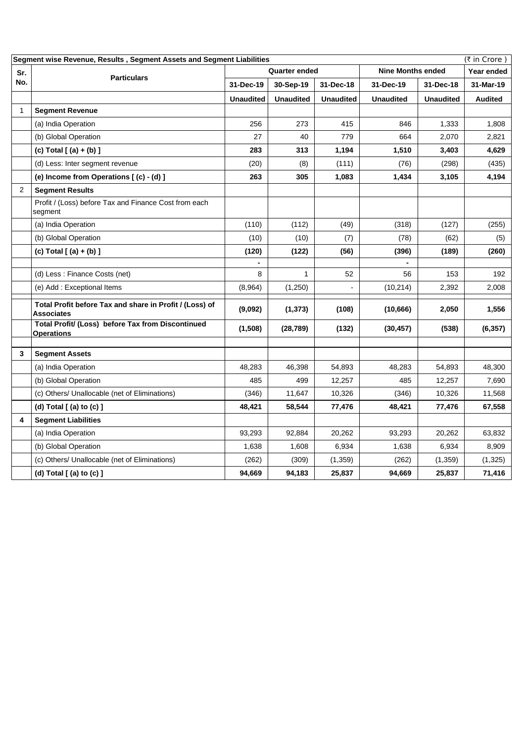| Segment wise Revenue, Results , Segment Assets and Segment Liabilities | | | | | | | (₹ in Crore ) |
|---|---|---|---|---|---|---|---|
| Sr. No. | Particulars | Quarter ended | | | Nine Months ended | | Year ended |
| | | 31-Dec-19 | 30-Sep-19 | 31-Dec-18 | 31-Dec-19 | 31-Dec-18 | 31-Mar-19 |
| | | **Unaudited** | **Unaudited** | **Unaudited** | **Unaudited** | **Unaudited** | **Audited** |
| 1 | **Segment Revenue** | | | | | | |
| | (a) India Operation | 256 | 273 | 415 | 846 | 1,333 | 1,808 |
| | (b) Global Operation | 27 | 40 | 779 | 664 | 2,070 | 2,821 |
| | **(c) Total [ (a) + (b) ]** | **283** | **313** | **1,194** | **1,510** | **3,403** | **4,629** |
| | (d) Less: Inter segment revenue | (20) | (8) | (111) | (76) | (298) | (435) |
| | **(e) Income from Operations [ (c) - (d) ]** | **263** | **305** | **1,083** | **1,434** | **3,105** | **4,194** |
| 2 | **Segment Results** | | | | | | |
| | Profit / (Loss) before Tax and Finance Cost from each segment | | | | | | |
| | (a) India Operation | (110) | (112) | (49) | (318) | (127) | (255) |
| | (b) Global Operation | (10) | (10) | (7) | (78) | (62) | (5) |
| | **(c) Total [ (a) + (b) ]** | **(120)** | **(122)** | **(56)** | **(396)** | **(189)** | **(260)** |
| | | - | | | - | | |
| | (d) Less : Finance Costs (net) | 8 | 1 | 52 | 56 | 153 | 192 |
| | (e) Add : Exceptional Items | (8,964) | (1,250) | - | (10,214) | 2,392 | 2,008 |
| | **Total Profit before Tax and share in Profit / (Loss) of Associates** | **(9,092)** | **(1,373)** | **(108)** | **(10,666)** | **2,050** | **1,556** |
| | **Total Profit/ (Loss) before Tax from Discontinued Operations** | **(1,508)** | **(28,789)** | **(132)** | **(30,457)** | **(538)** | **(6,357)** |
| 3 | **Segment Assets** | | | | | | |
| | (a) India Operation | 48,283 | 46,398 | 54,893 | 48,283 | 54,893 | 48,300 |
| | (b) Global Operation | 485 | 499 | 12,257 | 485 | 12,257 | 7,690 |
| | (c) Others/ Unallocable (net of Eliminations) | (346) | 11,647 | 10,326 | (346) | 10,326 | 11,568 |
| | **(d) Total [ (a) to (c) ]** | **48,421** | **58,544** | **77,476** | **48,421** | **77,476** | **67,558** |
| 4 | **Segment Liabilities** | | | | | | |
| | (a) India Operation | 93,293 | 92,884 | 20,262 | 93,293 | 20,262 | 63,832 |
| | (b) Global Operation | 1,638 | 1,608 | 6,934 | 1,638 | 6,934 | 8,909 |
| | (c) Others/ Unallocable (net of Eliminations) | (262) | (309) | (1,359) | (262) | (1,359) | (1,325) |
| | **(d) Total [ (a) to (c) ]** | **94,669** | **94,183** | **25,837** | **94,669** | **25,837** | **71,416** |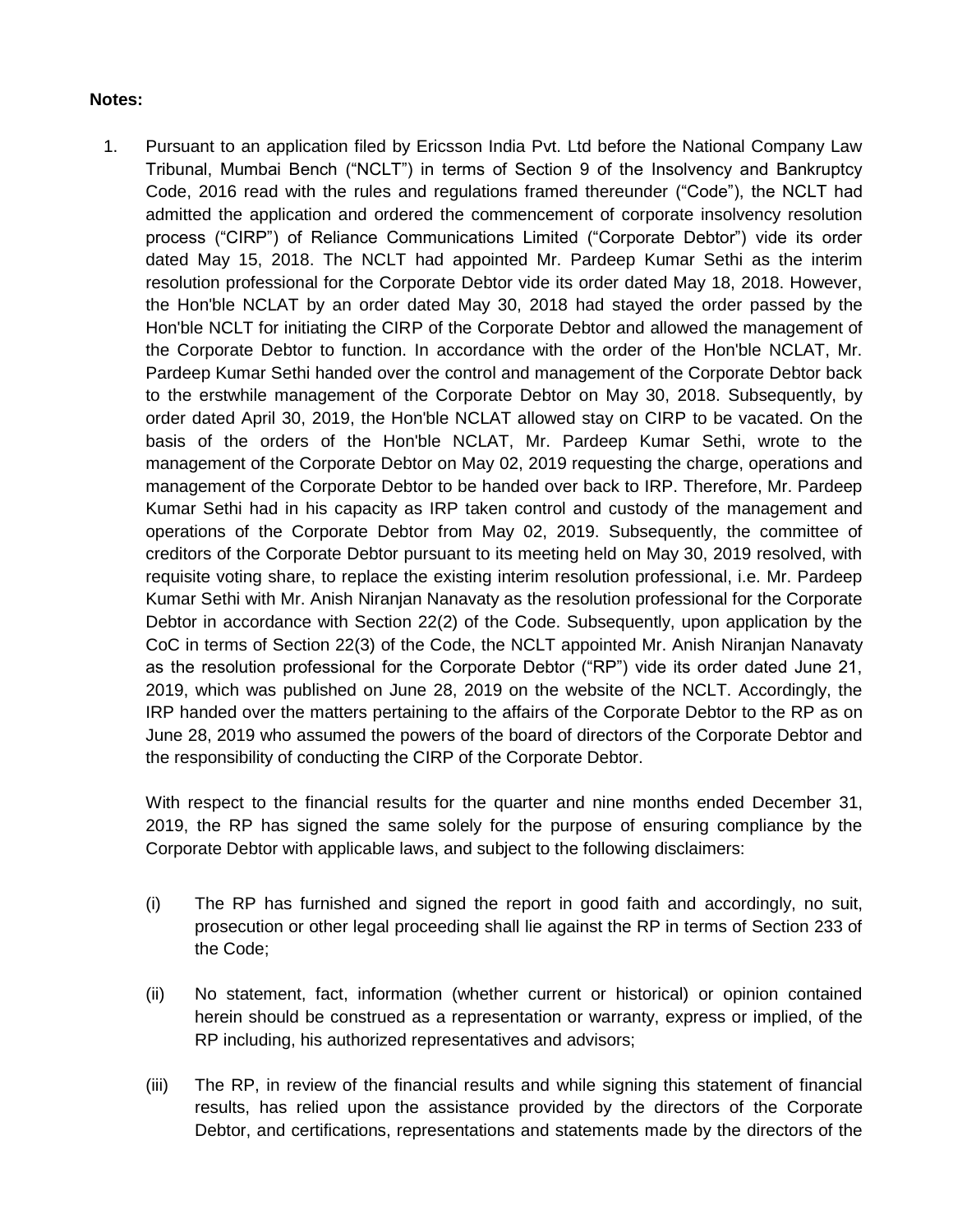**Notes:**

1. Pursuant to an application filed by Ericsson India Pvt. Ltd before the National Company Law Tribunal, Mumbai Bench ("NCLT") in terms of Section 9 of the Insolvency and Bankruptcy Code, 2016 read with the rules and regulations framed thereunder ("Code"), the NCLT had admitted the application and ordered the commencement of corporate insolvency resolution process ("CIRP") of Reliance Communications Limited ("Corporate Debtor") vide its order dated May 15, 2018. The NCLT had appointed Mr. Pardeep Kumar Sethi as the interim resolution professional for the Corporate Debtor vide its order dated May 18, 2018. However, the Hon'ble NCLAT by an order dated May 30, 2018 had stayed the order passed by the Hon'ble NCLT for initiating the CIRP of the Corporate Debtor and allowed the management of the Corporate Debtor to function. In accordance with the order of the Hon'ble NCLAT, Mr. Pardeep Kumar Sethi handed over the control and management of the Corporate Debtor back to the erstwhile management of the Corporate Debtor on May 30, 2018. Subsequently, by order dated April 30, 2019, the Hon'ble NCLAT allowed stay on CIRP to be vacated. On the basis of the orders of the Hon'ble NCLAT, Mr. Pardeep Kumar Sethi, wrote to the management of the Corporate Debtor on May 02, 2019 requesting the charge, operations and management of the Corporate Debtor to be handed over back to IRP. Therefore, Mr. Pardeep Kumar Sethi had in his capacity as IRP taken control and custody of the management and operations of the Corporate Debtor from May 02, 2019. Subsequently, the committee of creditors of the Corporate Debtor pursuant to its meeting held on May 30, 2019 resolved, with requisite voting share, to replace the existing interim resolution professional, i.e. Mr. Pardeep Kumar Sethi with Mr. Anish Niranjan Nanavaty as the resolution professional for the Corporate Debtor in accordance with Section 22(2) of the Code. Subsequently, upon application by the CoC in terms of Section 22(3) of the Code, the NCLT appointed Mr. Anish Niranjan Nanavaty as the resolution professional for the Corporate Debtor ("RP") vide its order dated June 21, 2019, which was published on June 28, 2019 on the website of the NCLT. Accordingly, the IRP handed over the matters pertaining to the affairs of the Corporate Debtor to the RP as on June 28, 2019 who assumed the powers of the board of directors of the Corporate Debtor and the responsibility of conducting the CIRP of the Corporate Debtor.

   With respect to the financial results for the quarter and nine months ended December 31, 2019, the RP has signed the same solely for the purpose of ensuring compliance by the Corporate Debtor with applicable laws, and subject to the following disclaimers:

   (i) The RP has furnished and signed the report in good faith and accordingly, no suit, prosecution or other legal proceeding shall lie against the RP in terms of Section 233 of the Code;

   (ii) No statement, fact, information (whether current or historical) or opinion contained herein should be construed as a representation or warranty, express or implied, of the RP including, his authorized representatives and advisors;

   (iii) The RP, in review of the financial results and while signing this statement of financial results, has relied upon the assistance provided by the directors of the Corporate Debtor, and certifications, representations and statements made by the directors of the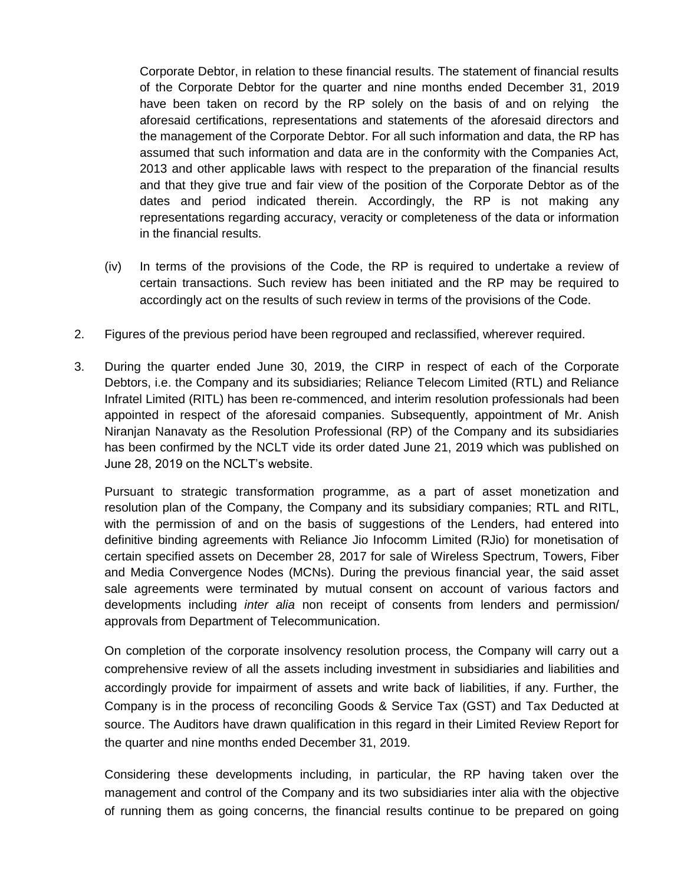Corporate Debtor, in relation to these financial results. The statement of financial results of the Corporate Debtor for the quarter and nine months ended December 31, 2019 have been taken on record by the RP solely on the basis of and on relying the aforesaid certifications, representations and statements of the aforesaid directors and the management of the Corporate Debtor. For all such information and data, the RP has assumed that such information and data are in the conformity with the Companies Act, 2013 and other applicable laws with respect to the preparation of the financial results and that they give true and fair view of the position of the Corporate Debtor as of the dates and period indicated therein. Accordingly, the RP is not making any representations regarding accuracy, veracity or completeness of the data or information in the financial results.

(iv) In terms of the provisions of the Code, the RP is required to undertake a review of certain transactions. Such review has been initiated and the RP may be required to accordingly act on the results of such review in terms of the provisions of the Code.

2. Figures of the previous period have been regrouped and reclassified, wherever required.

3. During the quarter ended June 30, 2019, the CIRP in respect of each of the Corporate Debtors, i.e. the Company and its subsidiaries; Reliance Telecom Limited (RTL) and Reliance Infratel Limited (RITL) has been re-commenced, and interim resolution professionals had been appointed in respect of the aforesaid companies. Subsequently, appointment of Mr. Anish Niranjan Nanavaty as the Resolution Professional (RP) of the Company and its subsidiaries has been confirmed by the NCLT vide its order dated June 21, 2019 which was published on June 28, 2019 on the NCLT's website.

   Pursuant to strategic transformation programme, as a part of asset monetization and resolution plan of the Company, the Company and its subsidiary companies; RTL and RITL, with the permission of and on the basis of suggestions of the Lenders, had entered into definitive binding agreements with Reliance Jio Infocomm Limited (RJio) for monetisation of certain specified assets on December 28, 2017 for sale of Wireless Spectrum, Towers, Fiber and Media Convergence Nodes (MCNs). During the previous financial year, the said asset sale agreements were terminated by mutual consent on account of various factors and developments including *inter alia* non receipt of consents from lenders and permission/ approvals from Department of Telecommunication.

   On completion of the corporate insolvency resolution process, the Company will carry out a comprehensive review of all the assets including investment in subsidiaries and liabilities and accordingly provide for impairment of assets and write back of liabilities, if any. Further, the Company is in the process of reconciling Goods & Service Tax (GST) and Tax Deducted at source. The Auditors have drawn qualification in this regard in their Limited Review Report for the quarter and nine months ended December 31, 2019.

   Considering these developments including, in particular, the RP having taken over the management and control of the Company and its two subsidiaries inter alia with the objective of running them as going concerns, the financial results continue to be prepared on going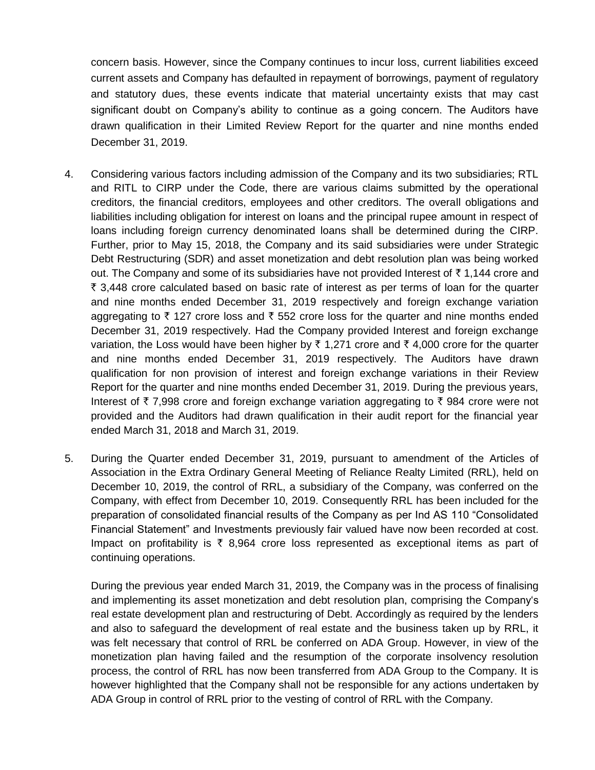concern basis. However, since the Company continues to incur loss, current liabilities exceed current assets and Company has defaulted in repayment of borrowings, payment of regulatory and statutory dues, these events indicate that material uncertainty exists that may cast significant doubt on Company's ability to continue as a going concern. The Auditors have drawn qualification in their Limited Review Report for the quarter and nine months ended December 31, 2019.

4. Considering various factors including admission of the Company and its two subsidiaries; RTL and RITL to CIRP under the Code, there are various claims submitted by the operational creditors, the financial creditors, employees and other creditors. The overall obligations and liabilities including obligation for interest on loans and the principal rupee amount in respect of loans including foreign currency denominated loans shall be determined during the CIRP. Further, prior to May 15, 2018, the Company and its said subsidiaries were under Strategic Debt Restructuring (SDR) and asset monetization and debt resolution plan was being worked out. The Company and some of its subsidiaries have not provided Interest of ₹ 1,144 crore and ₹ 3,448 crore calculated based on basic rate of interest as per terms of loan for the quarter and nine months ended December 31, 2019 respectively and foreign exchange variation aggregating to ₹ 127 crore loss and ₹ 552 crore loss for the quarter and nine months ended December 31, 2019 respectively. Had the Company provided Interest and foreign exchange variation, the Loss would have been higher by ₹ 1,271 crore and ₹ 4,000 crore for the quarter and nine months ended December 31, 2019 respectively. The Auditors have drawn qualification for non provision of interest and foreign exchange variations in their Review Report for the quarter and nine months ended December 31, 2019. During the previous years, Interest of ₹ 7,998 crore and foreign exchange variation aggregating to ₹ 984 crore were not provided and the Auditors had drawn qualification in their audit report for the financial year ended March 31, 2018 and March 31, 2019.

5. During the Quarter ended December 31, 2019, pursuant to amendment of the Articles of Association in the Extra Ordinary General Meeting of Reliance Realty Limited (RRL), held on December 10, 2019, the control of RRL, a subsidiary of the Company, was conferred on the Company, with effect from December 10, 2019. Consequently RRL has been included for the preparation of consolidated financial results of the Company as per Ind AS 110 "Consolidated Financial Statement" and Investments previously fair valued have now been recorded at cost. Impact on profitability is ₹ 8,964 crore loss represented as exceptional items as part of continuing operations.

   During the previous year ended March 31, 2019, the Company was in the process of finalising and implementing its asset monetization and debt resolution plan, comprising the Company's real estate development plan and restructuring of Debt. Accordingly as required by the lenders and also to safeguard the development of real estate and the business taken up by RRL, it was felt necessary that control of RRL be conferred on ADA Group. However, in view of the monetization plan having failed and the resumption of the corporate insolvency resolution process, the control of RRL has now been transferred from ADA Group to the Company. It is however highlighted that the Company shall not be responsible for any actions undertaken by ADA Group in control of RRL prior to the vesting of control of RRL with the Company.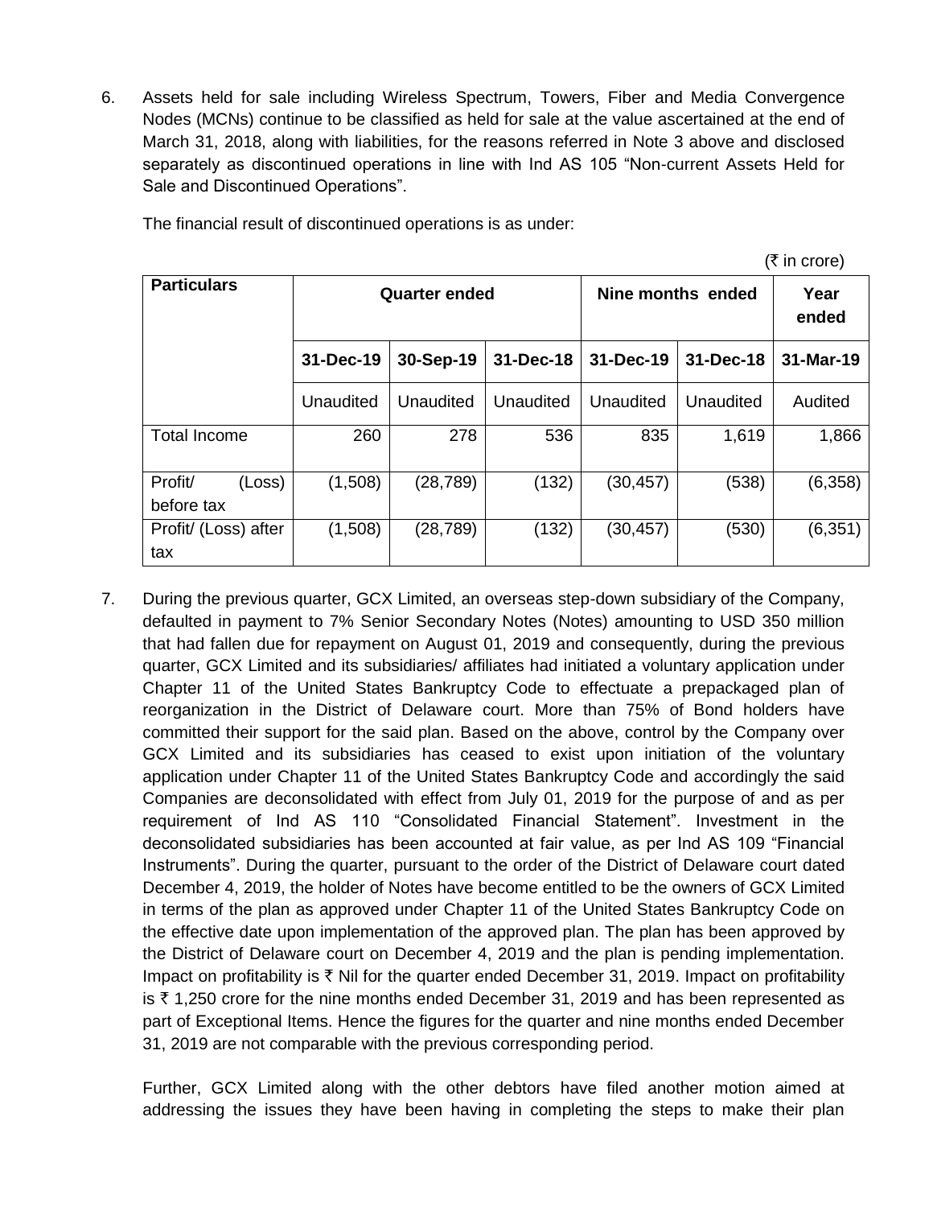6. Assets held for sale including Wireless Spectrum, Towers, Fiber and Media Convergence Nodes (MCNs) continue to be classified as held for sale at the value ascertained at the end of March 31, 2018, along with liabilities, for the reasons referred in Note 3 above and disclosed separately as discontinued operations in line with Ind AS 105 "Non-current Assets Held for Sale and Discontinued Operations".

   The financial result of discontinued operations is as under:

   (₹ in crore)

| Particulars | Quarter ended | | | Nine months ended | | Year ended |
|---|---|---|---|---|---|---|
| | 31-Dec-19 | 30-Sep-19 | 31-Dec-18 | 31-Dec-19 | 31-Dec-18 | 31-Mar-19 |
| | Unaudited | Unaudited | Unaudited | Unaudited | Unaudited | Audited |
| Total Income | 260 | 278 | 536 | 835 | 1,619 | 1,866 |
| Profit/ (Loss) before tax | (1,508) | (28,789) | (132) | (30,457) | (538) | (6,358) |
| Profit/ (Loss) after tax | (1,508) | (28,789) | (132) | (30,457) | (530) | (6,351) |

7. During the previous quarter, GCX Limited, an overseas step-down subsidiary of the Company, defaulted in payment to 7% Senior Secondary Notes (Notes) amounting to USD 350 million that had fallen due for repayment on August 01, 2019 and consequently, during the previous quarter, GCX Limited and its subsidiaries/ affiliates had initiated a voluntary application under Chapter 11 of the United States Bankruptcy Code to effectuate a prepackaged plan of reorganization in the District of Delaware court. More than 75% of Bond holders have committed their support for the said plan. Based on the above, control by the Company over GCX Limited and its subsidiaries has ceased to exist upon initiation of the voluntary application under Chapter 11 of the United States Bankruptcy Code and accordingly the said Companies are deconsolidated with effect from July 01, 2019 for the purpose of and as per requirement of Ind AS 110 "Consolidated Financial Statement". Investment in the deconsolidated subsidiaries has been accounted at fair value, as per Ind AS 109 "Financial Instruments". During the quarter, pursuant to the order of the District of Delaware court dated December 4, 2019, the holder of Notes have become entitled to be the owners of GCX Limited in terms of the plan as approved under Chapter 11 of the United States Bankruptcy Code on the effective date upon implementation of the approved plan. The plan has been approved by the District of Delaware court on December 4, 2019 and the plan is pending implementation. Impact on profitability is ₹ Nil for the quarter ended December 31, 2019. Impact on profitability is ₹ 1,250 crore for the nine months ended December 31, 2019 and has been represented as part of Exceptional Items. Hence the figures for the quarter and nine months ended December 31, 2019 are not comparable with the previous corresponding period.

   Further, GCX Limited along with the other debtors have filed another motion aimed at addressing the issues they have been having in completing the steps to make their plan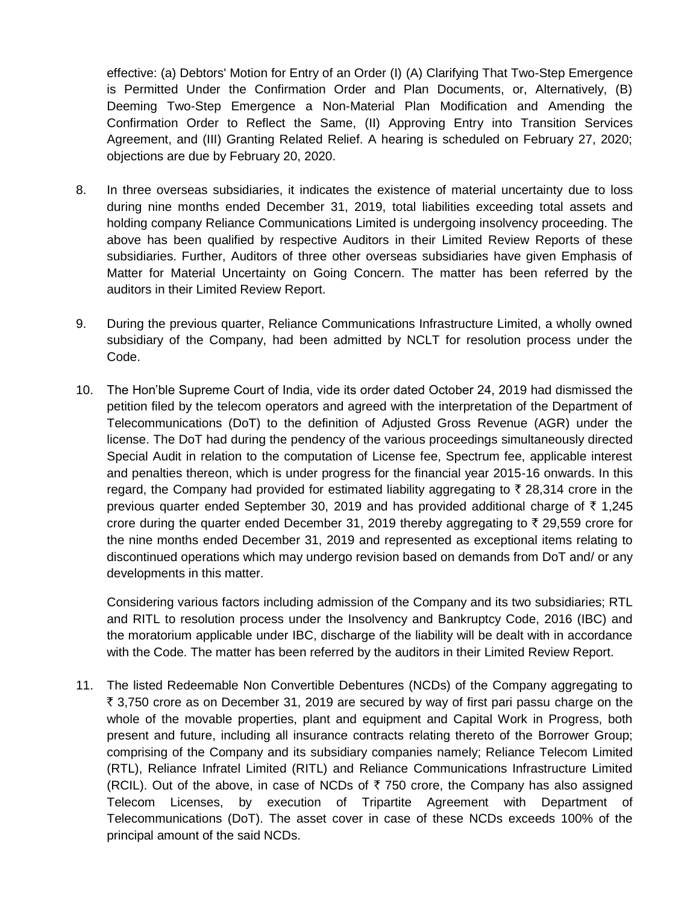effective: (a) Debtors' Motion for Entry of an Order (I) (A) Clarifying That Two-Step Emergence is Permitted Under the Confirmation Order and Plan Documents, or, Alternatively, (B) Deeming Two-Step Emergence a Non-Material Plan Modification and Amending the Confirmation Order to Reflect the Same, (II) Approving Entry into Transition Services Agreement, and (III) Granting Related Relief. A hearing is scheduled on February 27, 2020; objections are due by February 20, 2020.

8. In three overseas subsidiaries, it indicates the existence of material uncertainty due to loss during nine months ended December 31, 2019, total liabilities exceeding total assets and holding company Reliance Communications Limited is undergoing insolvency proceeding. The above has been qualified by respective Auditors in their Limited Review Reports of these subsidiaries. Further, Auditors of three other overseas subsidiaries have given Emphasis of Matter for Material Uncertainty on Going Concern. The matter has been referred by the auditors in their Limited Review Report.

9. During the previous quarter, Reliance Communications Infrastructure Limited, a wholly owned subsidiary of the Company, had been admitted by NCLT for resolution process under the Code.

10. The Hon'ble Supreme Court of India, vide its order dated October 24, 2019 had dismissed the petition filed by the telecom operators and agreed with the interpretation of the Department of Telecommunications (DoT) to the definition of Adjusted Gross Revenue (AGR) under the license. The DoT had during the pendency of the various proceedings simultaneously directed Special Audit in relation to the computation of License fee, Spectrum fee, applicable interest and penalties thereon, which is under progress for the financial year 2015-16 onwards. In this regard, the Company had provided for estimated liability aggregating to ₹ 28,314 crore in the previous quarter ended September 30, 2019 and has provided additional charge of ₹ 1,245 crore during the quarter ended December 31, 2019 thereby aggregating to ₹ 29,559 crore for the nine months ended December 31, 2019 and represented as exceptional items relating to discontinued operations which may undergo revision based on demands from DoT and/ or any developments in this matter.

   Considering various factors including admission of the Company and its two subsidiaries; RTL and RITL to resolution process under the Insolvency and Bankruptcy Code, 2016 (IBC) and the moratorium applicable under IBC, discharge of the liability will be dealt with in accordance with the Code. The matter has been referred by the auditors in their Limited Review Report.

11. The listed Redeemable Non Convertible Debentures (NCDs) of the Company aggregating to ₹ 3,750 crore as on December 31, 2019 are secured by way of first pari passu charge on the whole of the movable properties, plant and equipment and Capital Work in Progress, both present and future, including all insurance contracts relating thereto of the Borrower Group; comprising of the Company and its subsidiary companies namely; Reliance Telecom Limited (RTL), Reliance Infratel Limited (RITL) and Reliance Communications Infrastructure Limited (RCIL). Out of the above, in case of NCDs of ₹ 750 crore, the Company has also assigned Telecom Licenses, by execution of Tripartite Agreement with Department of Telecommunications (DoT). The asset cover in case of these NCDs exceeds 100% of the principal amount of the said NCDs.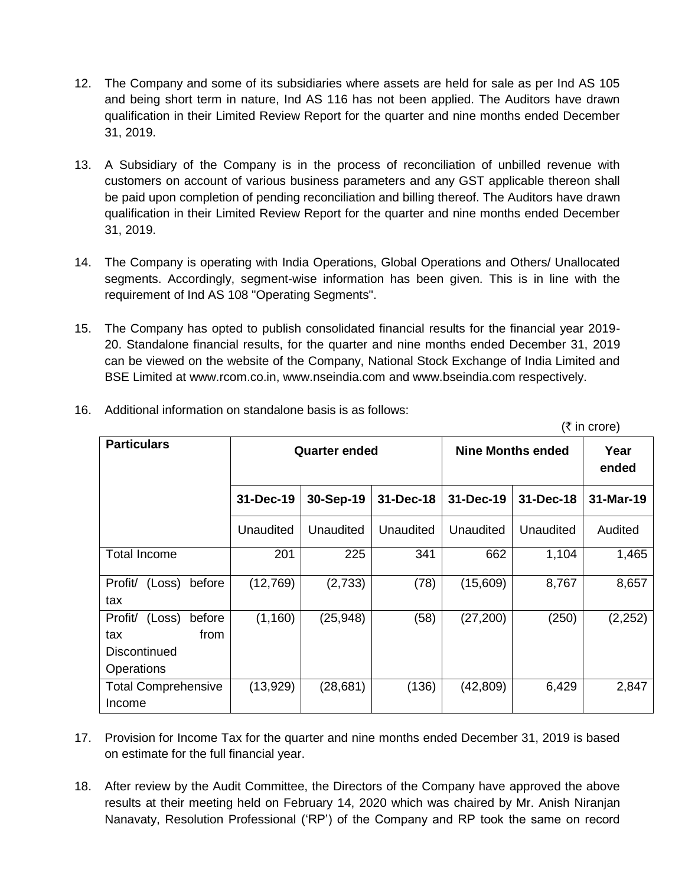12. The Company and some of its subsidiaries where assets are held for sale as per Ind AS 105 and being short term in nature, Ind AS 116 has not been applied. The Auditors have drawn qualification in their Limited Review Report for the quarter and nine months ended December 31, 2019.

13. A Subsidiary of the Company is in the process of reconciliation of unbilled revenue with customers on account of various business parameters and any GST applicable thereon shall be paid upon completion of pending reconciliation and billing thereof. The Auditors have drawn qualification in their Limited Review Report for the quarter and nine months ended December 31, 2019.

14. The Company is operating with India Operations, Global Operations and Others/ Unallocated segments. Accordingly, segment-wise information has been given. This is in line with the requirement of Ind AS 108 "Operating Segments".

15. The Company has opted to publish consolidated financial results for the financial year 2019-20. Standalone financial results, for the quarter and nine months ended December 31, 2019 can be viewed on the website of the Company, National Stock Exchange of India Limited and BSE Limited at www.rcom.co.in, www.nseindia.com and www.bseindia.com respectively.

16. Additional information on standalone basis is as follows:

(₹ in crore)

| Particulars | Quarter ended | | | Nine Months ended | | Year ended |
|---|---|---|---|---|---|---|
| | 31-Dec-19 | 30-Sep-19 | 31-Dec-18 | 31-Dec-19 | 31-Dec-18 | 31-Mar-19 |
| | Unaudited | Unaudited | Unaudited | Unaudited | Unaudited | Audited |
| Total Income | 201 | 225 | 341 | 662 | 1,104 | 1,465 |
| Profit/ (Loss) before tax | (12,769) | (2,733) | (78) | (15,609) | 8,767 | 8,657 |
| Profit/ (Loss) before tax from Discontinued Operations | (1,160) | (25,948) | (58) | (27,200) | (250) | (2,252) |
| Total Comprehensive Income | (13,929) | (28,681) | (136) | (42,809) | 6,429 | 2,847 |

17. Provision for Income Tax for the quarter and nine months ended December 31, 2019 is based on estimate for the full financial year.

18. After review by the Audit Committee, the Directors of the Company have approved the above results at their meeting held on February 14, 2020 which was chaired by Mr. Anish Niranjan Nanavaty, Resolution Professional ('RP') of the Company and RP took the same on record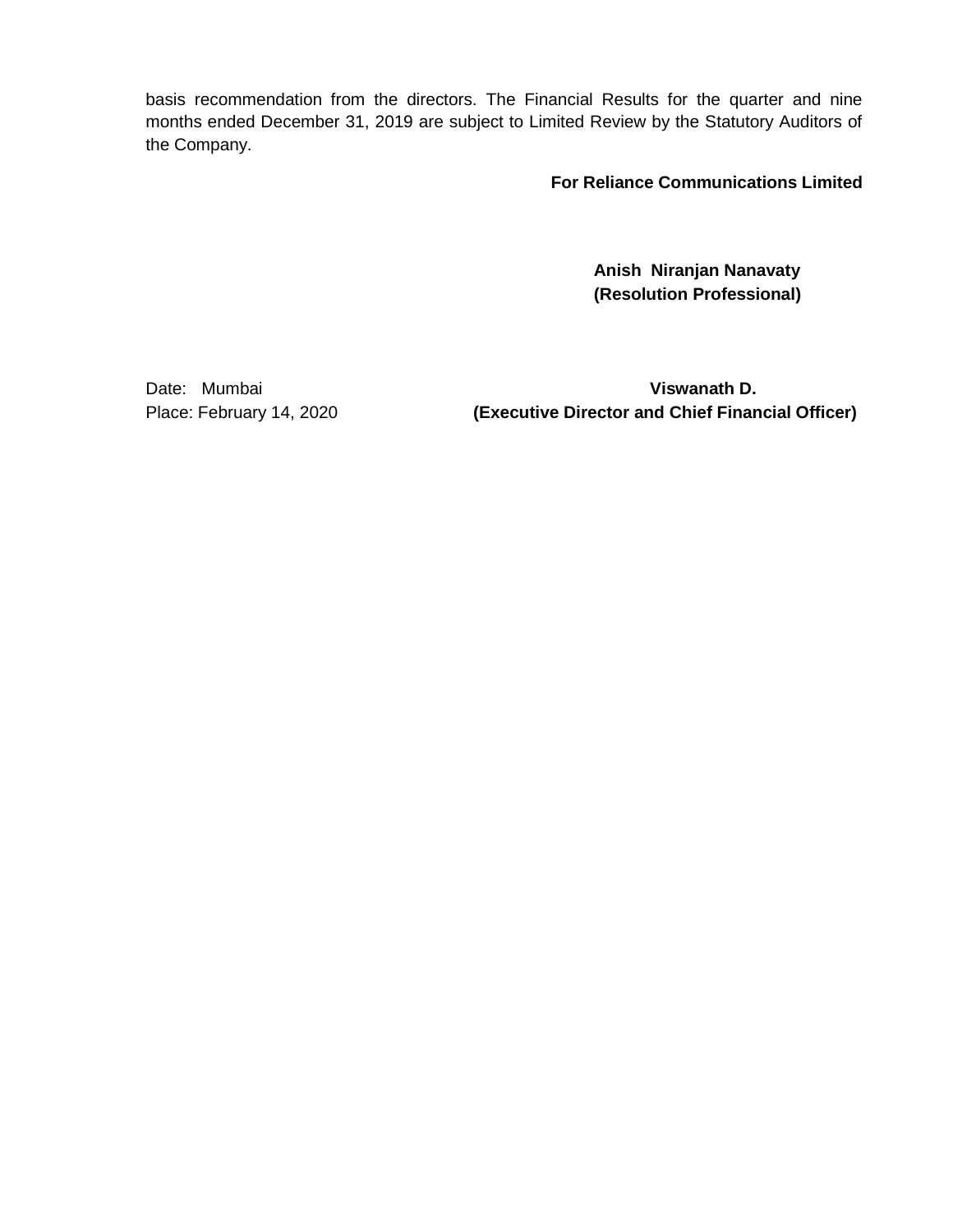basis recommendation from the directors. The Financial Results for the quarter and nine months ended December 31, 2019 are subject to Limited Review by the Statutory Auditors of the Company.

**For Reliance Communications Limited**

**Anish Niranjan Nanavaty**
**(Resolution Professional)**

Date: Mumbai
Place: February 14, 2020

**Viswanath D.**
**(Executive Director and Chief Financial Officer)**